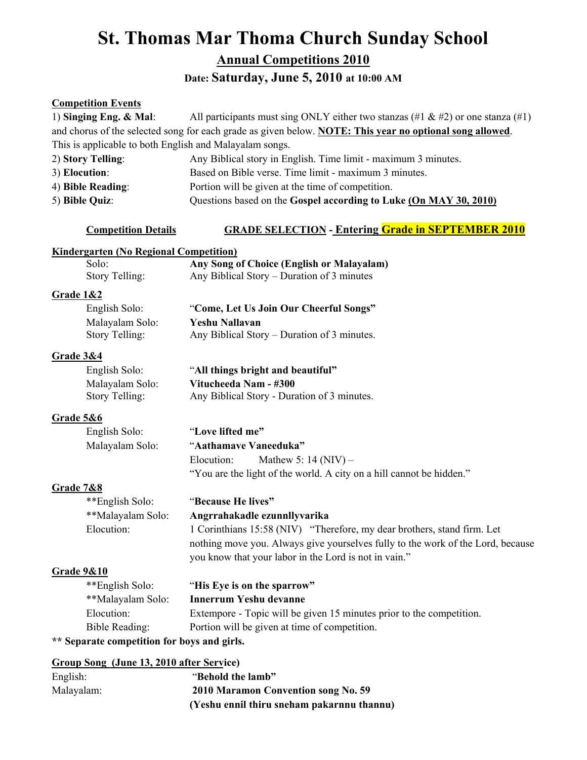# St. Thomas Mar Thoma Church Sunday School

## Annual Competitions 2010

### Date: Saturday, June 5, 2010 at 10:00 AM

**Competition Events**

1) **Singing Eng. & Mal**: All participants must sing ONLY either two stanzas (#1 & #2) or one stanza (#1) and chorus of the selected song for each grade as given below. **NOTE: This year no optional song allowed**. This is applicable to both English and Malayalam songs.

2) **Story Telling**: Any Biblical story in English. Time limit - maximum 3 minutes.

3) **Elocution**: Based on Bible verse. Time limit - maximum 3 minutes.

4) **Bible Reading**: Portion will be given at the time of competition.

5) **Bible Quiz**: Questions based on the **Gospel according to Luke (On MAY 30, 2010)**

**Competition Details** — **GRADE SELECTION - Entering Grade in SEPTEMBER 2010**

**Kindergarten (No Regional Competition)**

- Solo: **Any Song of Choice (English or Malayalam)**
- Story Telling: Any Biblical Story – Duration of 3 minutes

**Grade 1&2**

- English Solo: "**Come, Let Us Join Our Cheerful Songs**"
- Malayalam Solo: **Yeshu Nallavan**
- Story Telling: Any Biblical Story – Duration of 3 minutes.

**Grade 3&4**

- English Solo: "**All things bright and beautiful**"
- Malayalam Solo: **Vitucheeda Nam - #300**
- Story Telling: Any Biblical Story - Duration of 3 minutes.

**Grade 5&6**

- English Solo: "**Love lifted me**"
- Malayalam Solo: "**Aathamave Vaneeduka**"
- Elocution: Mathew 5: 14 (NIV) – "You are the light of the world. A city on a hill cannot be hidden."

**Grade 7&8**

- **English Solo: "**Because He lives**"
- **Malayalam Solo: **Angrrahakadle ezunnllyvarika**
- Elocution: 1 Corinthians 15:58 (NIV) "Therefore, my dear brothers, stand firm. Let nothing move you. Always give yourselves fully to the work of the Lord, because you know that your labor in the Lord is not in vain."

**Grade 9&10**

- **English Solo: "**His Eye is on the sparrow**"
- **Malayalam Solo: **Innerrum Yeshu devanne**
- Elocution: Extempore - Topic will be given 15 minutes prior to the competition.
- Bible Reading: Portion will be given at time of competition.

**** Separate competition for boys and girls.**

**Group Song (June 13, 2010 after Service)**

- English: "**Behold the lamb**"
- Malayalam: **2010 Maramon Convention song No. 59 (Yeshu ennil thiru sneham pakarnnu thannu)**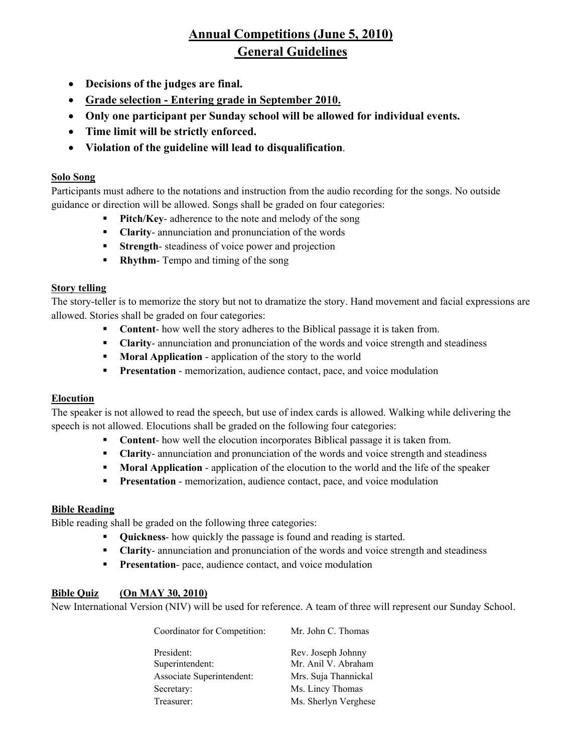# Annual Competitions (June 5, 2010)
# General Guidelines

- **Decisions of the judges are final.**
- **Grade selection - Entering grade in September 2010.**
- **Only one participant per Sunday school will be allowed for individual events.**
- **Time limit will be strictly enforced.**
- **Violation of the guideline will lead to disqualification**.

### Solo Song

Participants must adhere to the notations and instruction from the audio recording for the songs. No outside guidance or direction will be allowed. Songs shall be graded on four categories:

- **Pitch/Key**- adherence to the note and melody of the song
- **Clarity**- annunciation and pronunciation of the words
- **Strength**- steadiness of voice power and projection
- **Rhythm**- Tempo and timing of the song

### Story telling

The story-teller is to memorize the story but not to dramatize the story. Hand movement and facial expressions are allowed. Stories shall be graded on four categories:

- **Content**- how well the story adheres to the Biblical passage it is taken from.
- **Clarity**- annunciation and pronunciation of the words and voice strength and steadiness
- **Moral Application** - application of the story to the world
- **Presentation** - memorization, audience contact, pace, and voice modulation

### Elocution

The speaker is not allowed to read the speech, but use of index cards is allowed. Walking while delivering the speech is not allowed. Elocutions shall be graded on the following four categories:

- **Content**- how well the elocution incorporates Biblical passage it is taken from.
- **Clarity**- annunciation and pronunciation of the words and voice strength and steadiness
- **Moral Application** - application of the elocution to the world and the life of the speaker
- **Presentation** - memorization, audience contact, pace, and voice modulation

### Bible Reading

Bible reading shall be graded on the following three categories:

- **Quickness**- how quickly the passage is found and reading is started.
- **Clarity**- annunciation and pronunciation of the words and voice strength and steadiness
- **Presentation**- pace, audience contact, and voice modulation

### Bible Quiz (On MAY 30, 2010)

New International Version (NIV) will be used for reference. A team of three will represent our Sunday School.

| | |
|---|---|
| Coordinator for Competition: | Mr. John C. Thomas |
| President: | Rev. Joseph Johnny |
| Superintendent: | Mr. Anil V. Abraham |
| Associate Superintendent: | Mrs. Suja Thannickal |
| Secretary: | Ms. Lincy Thomas |
| Treasurer: | Ms. Sherlyn Verghese |